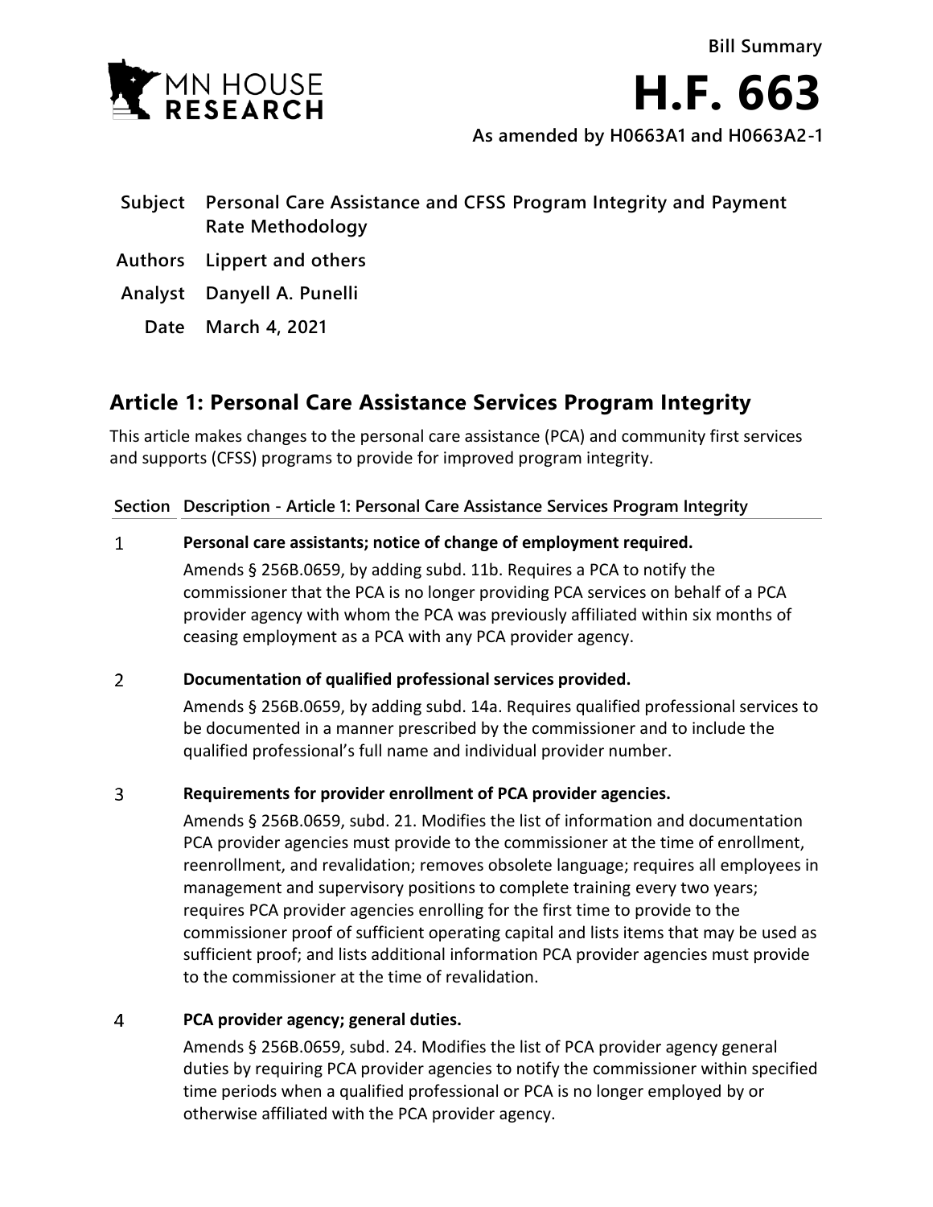Bill Summary

# H.F. 663

**As amended by H0663A1 and H0663A2-1**

| | |
|---|---|
| **Subject** | **Personal Care Assistance and CFSS Program Integrity and Payment Rate Methodology** |
| **Authors** | **Lippert and others** |
| **Analyst** | **Danyell A. Punelli** |
| **Date** | **March 4, 2021** |

## Article 1: Personal Care Assistance Services Program Integrity

This article makes changes to the personal care assistance (PCA) and community first services and supports (CFSS) programs to provide for improved program integrity.

| Section | Description - Article 1: Personal Care Assistance Services Program Integrity |
|---|---|
| 1 | **Personal care assistants; notice of change of employment required.**<br>Amends § 256B.0659, by adding subd. 11b. Requires a PCA to notify the commissioner that the PCA is no longer providing PCA services on behalf of a PCA provider agency with whom the PCA was previously affiliated within six months of ceasing employment as a PCA with any PCA provider agency. |
| 2 | **Documentation of qualified professional services provided.**<br>Amends § 256B.0659, by adding subd. 14a. Requires qualified professional services to be documented in a manner prescribed by the commissioner and to include the qualified professional's full name and individual provider number. |
| 3 | **Requirements for provider enrollment of PCA provider agencies.**<br>Amends § 256B.0659, subd. 21. Modifies the list of information and documentation PCA provider agencies must provide to the commissioner at the time of enrollment, reenrollment, and revalidation; removes obsolete language; requires all employees in management and supervisory positions to complete training every two years; requires PCA provider agencies enrolling for the first time to provide to the commissioner proof of sufficient operating capital and lists items that may be used as sufficient proof; and lists additional information PCA provider agencies must provide to the commissioner at the time of revalidation. |
| 4 | **PCA provider agency; general duties.**<br>Amends § 256B.0659, subd. 24. Modifies the list of PCA provider agency general duties by requiring PCA provider agencies to notify the commissioner within specified time periods when a qualified professional or PCA is no longer employed by or otherwise affiliated with the PCA provider agency. |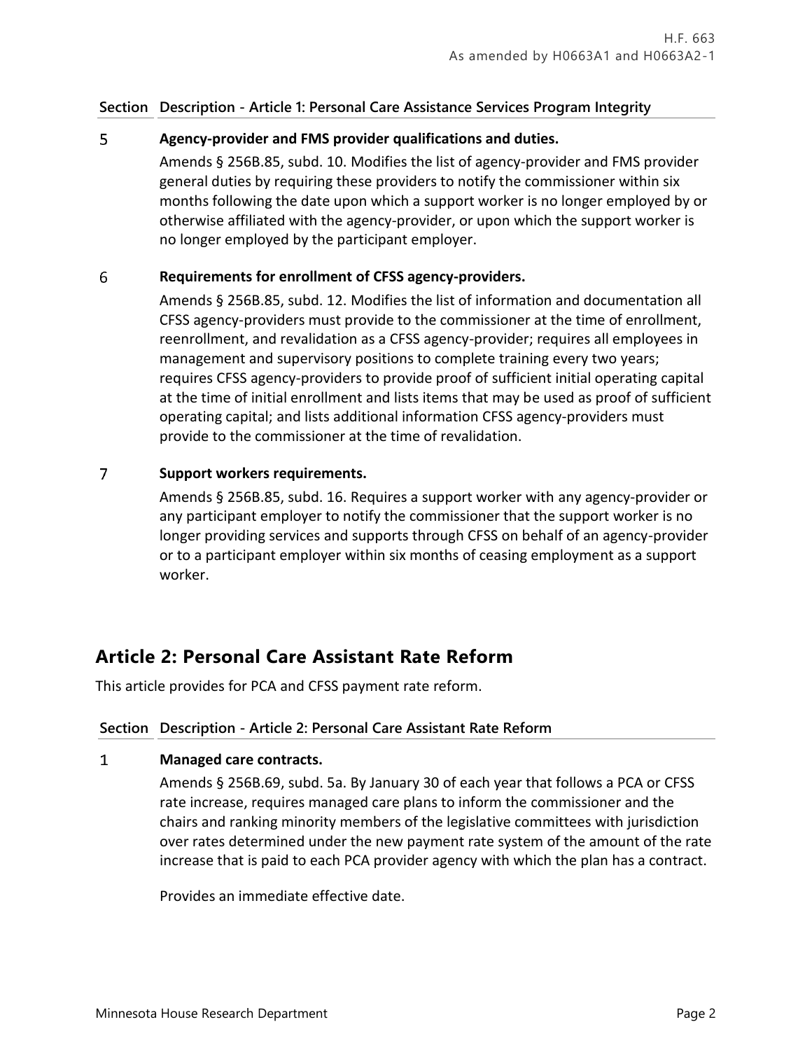| Section | Description - Article 1: Personal Care Assistance Services Program Integrity |
|---|---|
| 5 | **Agency-provider and FMS provider qualifications and duties.**<br>Amends § 256B.85, subd. 10. Modifies the list of agency-provider and FMS provider general duties by requiring these providers to notify the commissioner within six months following the date upon which a support worker is no longer employed by or otherwise affiliated with the agency-provider, or upon which the support worker is no longer employed by the participant employer. |
| 6 | **Requirements for enrollment of CFSS agency-providers.**<br>Amends § 256B.85, subd. 12. Modifies the list of information and documentation all CFSS agency-providers must provide to the commissioner at the time of enrollment, reenrollment, and revalidation as a CFSS agency-provider; requires all employees in management and supervisory positions to complete training every two years; requires CFSS agency-providers to provide proof of sufficient initial operating capital at the time of initial enrollment and lists items that may be used as proof of sufficient operating capital; and lists additional information CFSS agency-providers must provide to the commissioner at the time of revalidation. |
| 7 | **Support workers requirements.**<br>Amends § 256B.85, subd. 16. Requires a support worker with any agency-provider or any participant employer to notify the commissioner that the support worker is no longer providing services and supports through CFSS on behalf of an agency-provider or to a participant employer within six months of ceasing employment as a support worker. |

## Article 2: Personal Care Assistant Rate Reform

This article provides for PCA and CFSS payment rate reform.

| Section | Description - Article 2: Personal Care Assistant Rate Reform |
|---|---|
| 1 | **Managed care contracts.**<br>Amends § 256B.69, subd. 5a. By January 30 of each year that follows a PCA or CFSS rate increase, requires managed care plans to inform the commissioner and the chairs and ranking minority members of the legislative committees with jurisdiction over rates determined under the new payment rate system of the amount of the rate increase that is paid to each PCA provider agency with which the plan has a contract.<br><br>Provides an immediate effective date. |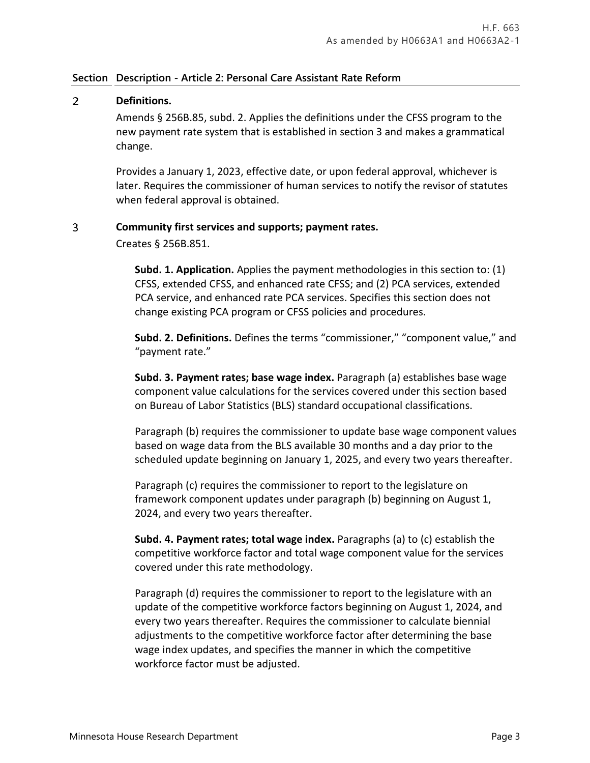| Section | Description - Article 2: Personal Care Assistant Rate Reform |
|---|---|

**2 Definitions.**

Amends § 256B.85, subd. 2. Applies the definitions under the CFSS program to the new payment rate system that is established in section 3 and makes a grammatical change.

Provides a January 1, 2023, effective date, or upon federal approval, whichever is later. Requires the commissioner of human services to notify the revisor of statutes when federal approval is obtained.

**3 Community first services and supports; payment rates.**

Creates § 256B.851.

**Subd. 1. Application.** Applies the payment methodologies in this section to: (1) CFSS, extended CFSS, and enhanced rate CFSS; and (2) PCA services, extended PCA service, and enhanced rate PCA services. Specifies this section does not change existing PCA program or CFSS policies and procedures.

**Subd. 2. Definitions.** Defines the terms "commissioner," "component value," and "payment rate."

**Subd. 3. Payment rates; base wage index.** Paragraph (a) establishes base wage component value calculations for the services covered under this section based on Bureau of Labor Statistics (BLS) standard occupational classifications.

Paragraph (b) requires the commissioner to update base wage component values based on wage data from the BLS available 30 months and a day prior to the scheduled update beginning on January 1, 2025, and every two years thereafter.

Paragraph (c) requires the commissioner to report to the legislature on framework component updates under paragraph (b) beginning on August 1, 2024, and every two years thereafter.

**Subd. 4. Payment rates; total wage index.** Paragraphs (a) to (c) establish the competitive workforce factor and total wage component value for the services covered under this rate methodology.

Paragraph (d) requires the commissioner to report to the legislature with an update of the competitive workforce factors beginning on August 1, 2024, and every two years thereafter. Requires the commissioner to calculate biennial adjustments to the competitive workforce factor after determining the base wage index updates, and specifies the manner in which the competitive workforce factor must be adjusted.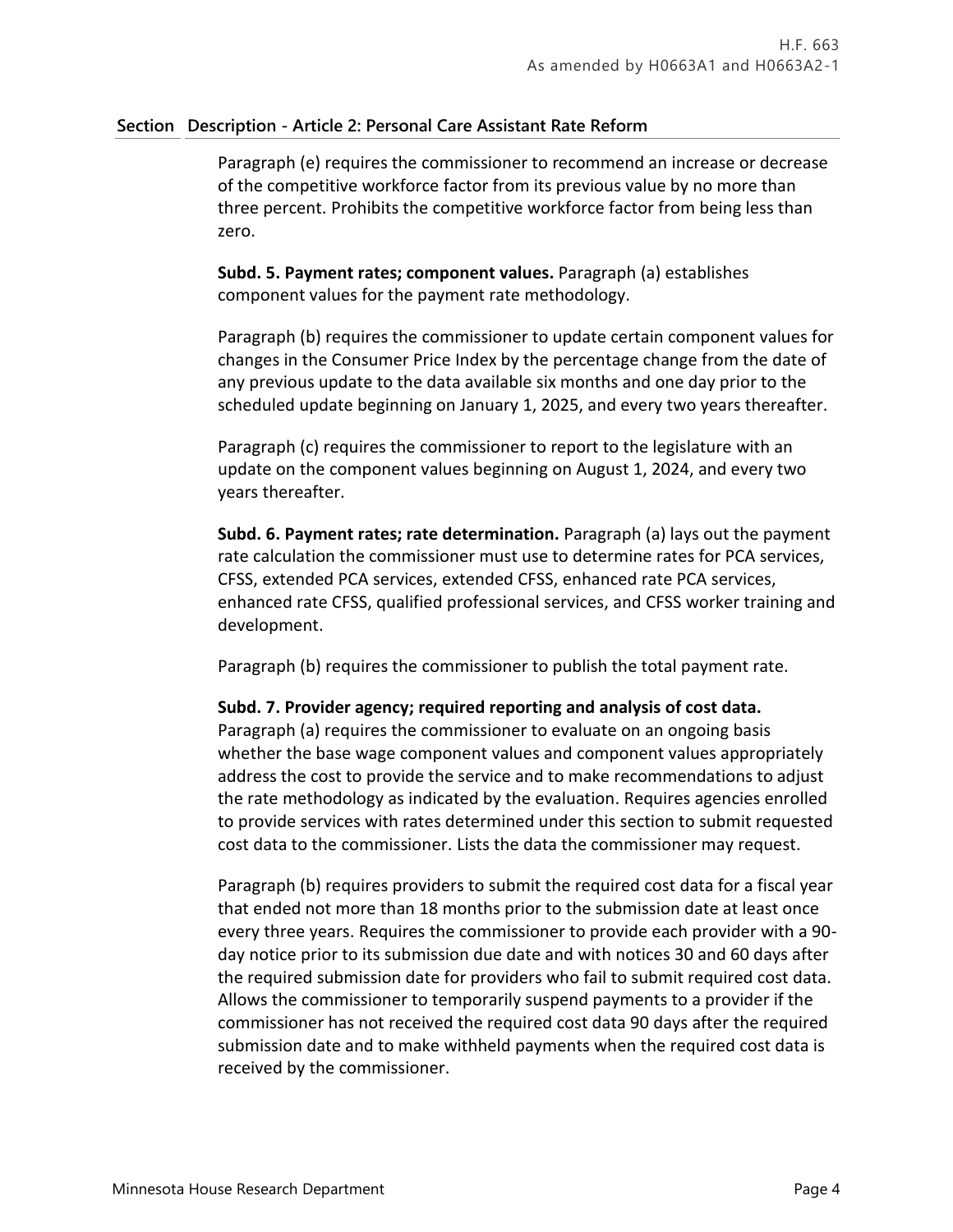| Section | Description - Article 2: Personal Care Assistant Rate Reform |
|---|---|

Paragraph (e) requires the commissioner to recommend an increase or decrease of the competitive workforce factor from its previous value by no more than three percent. Prohibits the competitive workforce factor from being less than zero.

**Subd. 5. Payment rates; component values.** Paragraph (a) establishes component values for the payment rate methodology.

Paragraph (b) requires the commissioner to update certain component values for changes in the Consumer Price Index by the percentage change from the date of any previous update to the data available six months and one day prior to the scheduled update beginning on January 1, 2025, and every two years thereafter.

Paragraph (c) requires the commissioner to report to the legislature with an update on the component values beginning on August 1, 2024, and every two years thereafter.

**Subd. 6. Payment rates; rate determination.** Paragraph (a) lays out the payment rate calculation the commissioner must use to determine rates for PCA services, CFSS, extended PCA services, extended CFSS, enhanced rate PCA services, enhanced rate CFSS, qualified professional services, and CFSS worker training and development.

Paragraph (b) requires the commissioner to publish the total payment rate.

**Subd. 7. Provider agency; required reporting and analysis of cost data.** Paragraph (a) requires the commissioner to evaluate on an ongoing basis whether the base wage component values and component values appropriately address the cost to provide the service and to make recommendations to adjust the rate methodology as indicated by the evaluation. Requires agencies enrolled to provide services with rates determined under this section to submit requested cost data to the commissioner. Lists the data the commissioner may request.

Paragraph (b) requires providers to submit the required cost data for a fiscal year that ended not more than 18 months prior to the submission date at least once every three years. Requires the commissioner to provide each provider with a 90-day notice prior to its submission due date and with notices 30 and 60 days after the required submission date for providers who fail to submit required cost data. Allows the commissioner to temporarily suspend payments to a provider if the commissioner has not received the required cost data 90 days after the required submission date and to make withheld payments when the required cost data is received by the commissioner.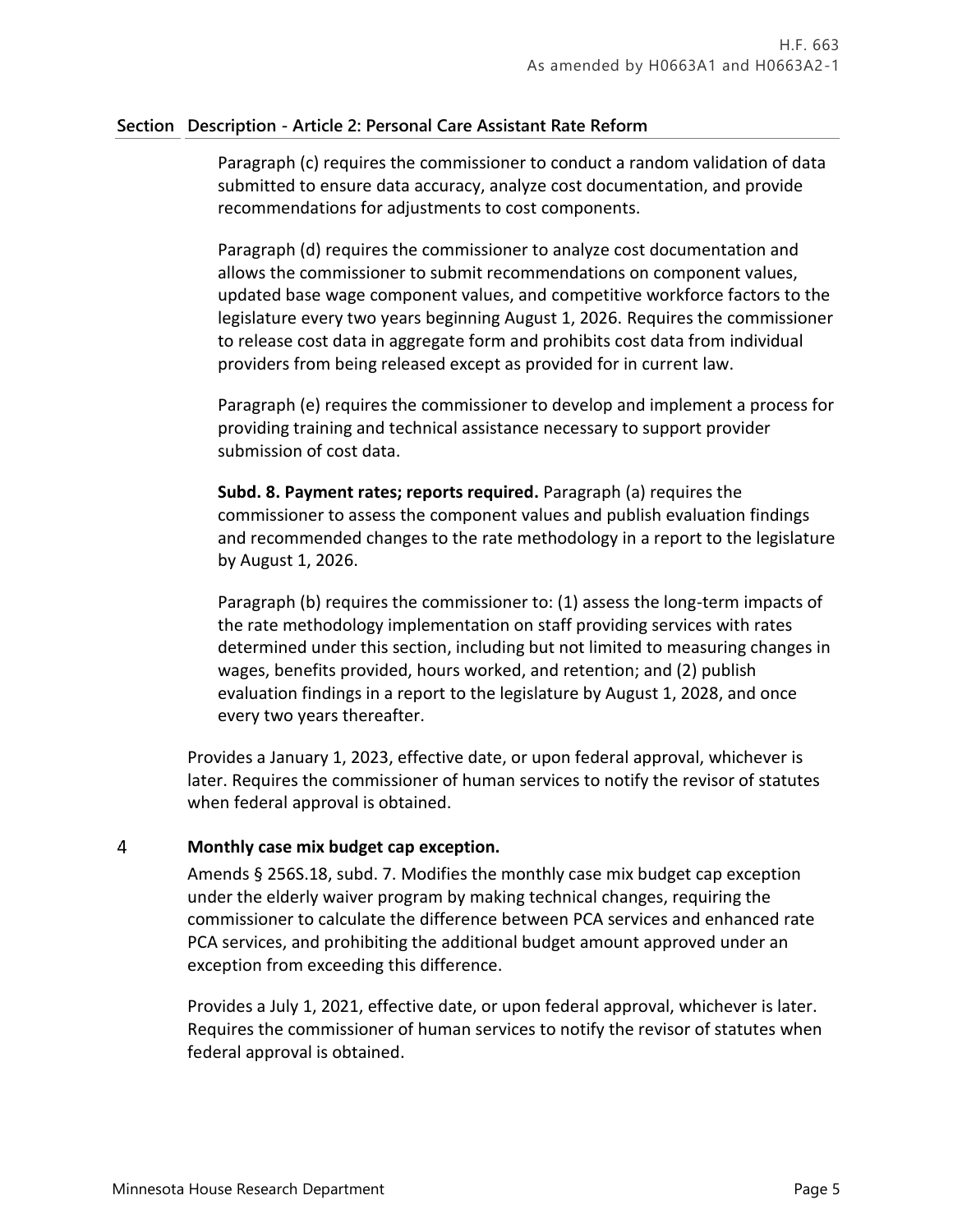**Section Description - Article 2: Personal Care Assistant Rate Reform**

Paragraph (c) requires the commissioner to conduct a random validation of data submitted to ensure data accuracy, analyze cost documentation, and provide recommendations for adjustments to cost components.

Paragraph (d) requires the commissioner to analyze cost documentation and allows the commissioner to submit recommendations on component values, updated base wage component values, and competitive workforce factors to the legislature every two years beginning August 1, 2026. Requires the commissioner to release cost data in aggregate form and prohibits cost data from individual providers from being released except as provided for in current law.

Paragraph (e) requires the commissioner to develop and implement a process for providing training and technical assistance necessary to support provider submission of cost data.

**Subd. 8. Payment rates; reports required.** Paragraph (a) requires the commissioner to assess the component values and publish evaluation findings and recommended changes to the rate methodology in a report to the legislature by August 1, 2026.

Paragraph (b) requires the commissioner to: (1) assess the long-term impacts of the rate methodology implementation on staff providing services with rates determined under this section, including but not limited to measuring changes in wages, benefits provided, hours worked, and retention; and (2) publish evaluation findings in a report to the legislature by August 1, 2028, and once every two years thereafter.

Provides a January 1, 2023, effective date, or upon federal approval, whichever is later. Requires the commissioner of human services to notify the revisor of statutes when federal approval is obtained.

4 **Monthly case mix budget cap exception.**

Amends § 256S.18, subd. 7. Modifies the monthly case mix budget cap exception under the elderly waiver program by making technical changes, requiring the commissioner to calculate the difference between PCA services and enhanced rate PCA services, and prohibiting the additional budget amount approved under an exception from exceeding this difference.

Provides a July 1, 2021, effective date, or upon federal approval, whichever is later. Requires the commissioner of human services to notify the revisor of statutes when federal approval is obtained.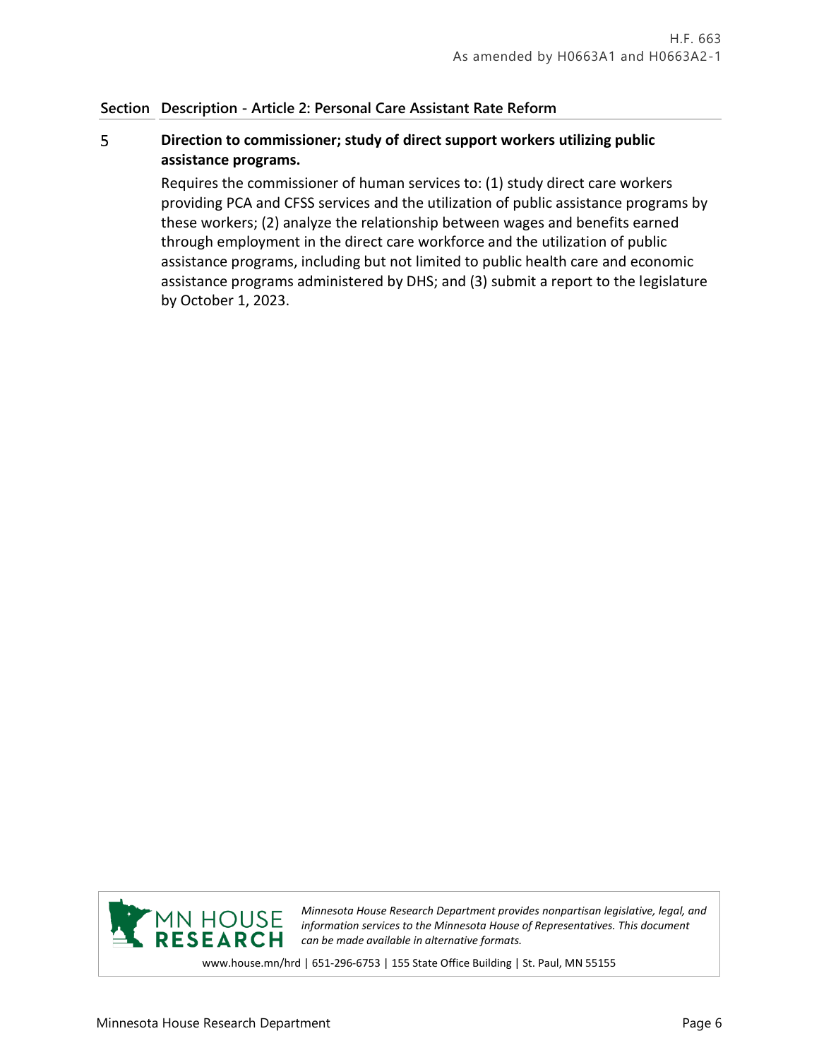| Section | Description - Article 2: Personal Care Assistant Rate Reform |
|---|---|
| 5 | **Direction to commissioner; study of direct support workers utilizing public assistance programs.** Requires the commissioner of human services to: (1) study direct care workers providing PCA and CFSS services and the utilization of public assistance programs by these workers; (2) analyze the relationship between wages and benefits earned through employment in the direct care workforce and the utilization of public assistance programs, including but not limited to public health care and economic assistance programs administered by DHS; and (3) submit a report to the legislature by October 1, 2023. |

MN HOUSE RESEARCH

*Minnesota House Research Department provides nonpartisan legislative, legal, and information services to the Minnesota House of Representatives. This document can be made available in alternative formats.*

www.house.mn/hrd | 651-296-6753 | 155 State Office Building | St. Paul, MN 55155